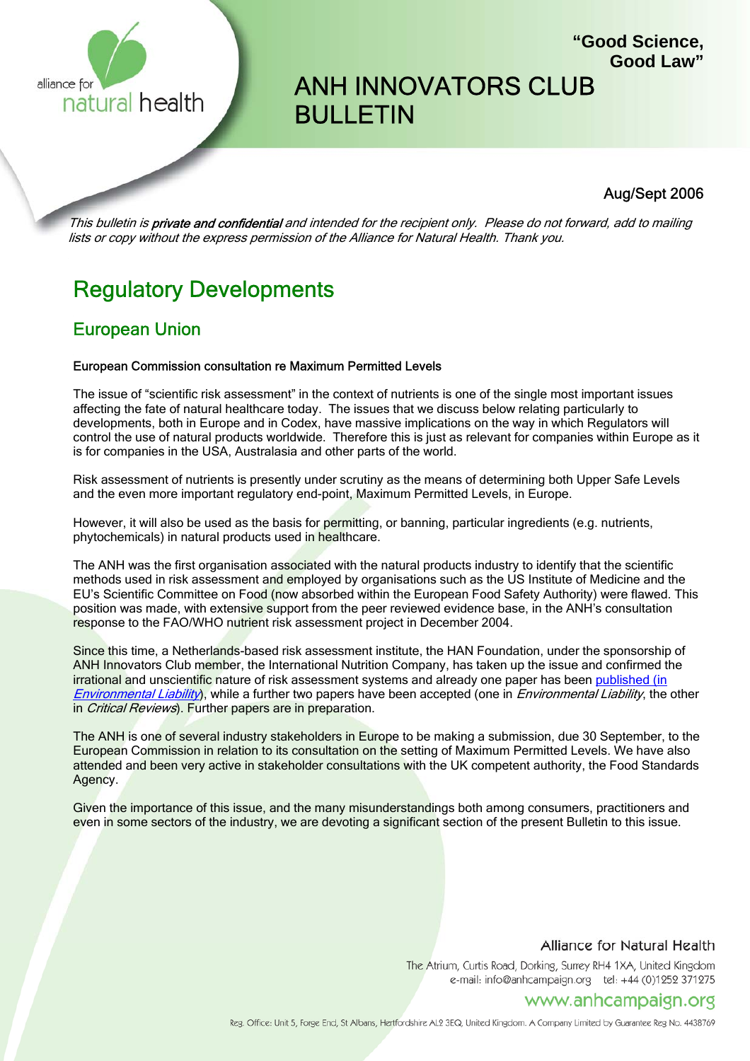alliance for natural health

**"Good Science, Good Law"**

# ANH INNOVATORS CLUB BULLETIN

Aug/Sept 2006

*This bulletin is **private and confidential** and intended for the recipient only. Please do not forward, add to mailing lists or copy without the express permission of the Alliance for Natural Health. Thank you.*

# Regulatory Developments

## European Union

**European Commission consultation re Maximum Permitted Levels**

The issue of "scientific risk assessment" in the context of nutrients is one of the single most important issues affecting the fate of natural healthcare today. The issues that we discuss below relating particularly to developments, both in Europe and in Codex, have massive implications on the way in which Regulators will control the use of natural products worldwide. Therefore this is just as relevant for companies in the USA, Australasia and other parts of the world.

Risk assessment of nutrients is presently under scrutiny as the means of determining both Upper Safe Levels and the even more important regulatory end-point, Maximum Permitted Levels, in Europe.

However, it will also be used as the basis for permitting, or banning, particular ingredients (e.g. nutrients, phytochemicals) in natural products used in healthcare.

The ANH was the first organisation associated with the natural products industry to identify that the scientific methods used in risk assessment and employed by organisations such as the US Institute of Medicine and the EU's Scientific Committee on Food (now absorbed within the European Food Safety Authority) were flawed. This position was made, with extensive support from the peer reviewed evidence base, in the ANH's consultation response to the FAO/WHO nutrient risk assessment project in December 2004.

Since this time, a Netherlands-based risk assessment institute, the HAN Foundation, under the sponsorship of ANH Innovators Club member, the International Nutrition Company, has taken up the issue and confirmed the irrational and unscientific nature of risk assessment systems and already one paper has been published (in *Environmental Liability*), while a further two papers have been accepted (one in *Environmental Liability*, the other in *Critical Reviews*). Further papers are in preparation.

The ANH is one of several industry stakeholders in Europe to be making a submission, due 30 September, to the European Commission in relation to its consultation on the setting of Maximum Permitted Levels. We have also attended and been very active in stakeholder consultations with the UK competent authority, the Food Standards Agency.

Given the importance of this issue, and the many misunderstandings both among consumers, practitioners and even in some sectors of the industry, we are devoting a significant section of the present Bulletin to this issue.

Alliance for Natural Health
The Atrium, Curtis Road, Dorking, Surrey RH4 1XA, United Kingdom
e-mail: info@anhcampaign.org tel: +44 (0)1252 371275
www.anhcampaign.org

Reg. Office: Unit 5, Forge End, St Albans, Hertfordshire AL2 3EQ, United Kingdom. A Company Limited by Guarantee Reg No. 4438769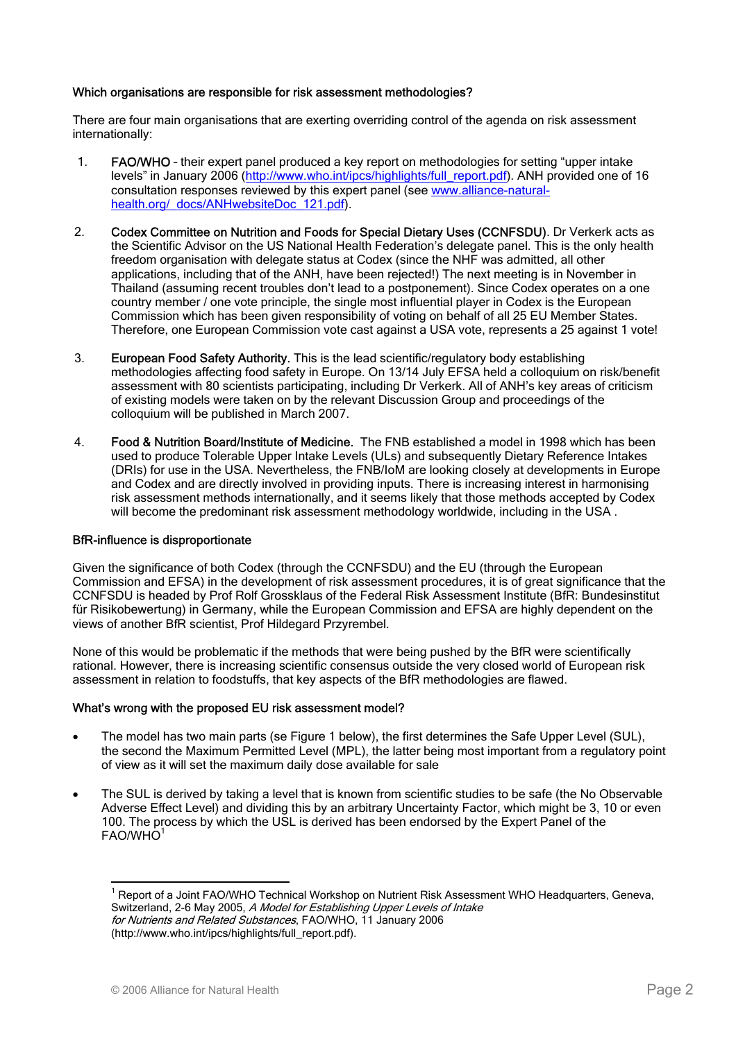**Which organisations are responsible for risk assessment methodologies?**

There are four main organisations that are exerting overriding control of the agenda on risk assessment internationally:

1. **FAO/WHO** – their expert panel produced a key report on methodologies for setting "upper intake levels" in January 2006 (http://www.who.int/ipcs/highlights/full_report.pdf). ANH provided one of 16 consultation responses reviewed by this expert panel (see www.alliance-natural-health.org/_docs/ANHwebsiteDoc_121.pdf).

2. **Codex Committee on Nutrition and Foods for Special Dietary Uses (CCNFSDU)**. Dr Verkerk acts as the Scientific Advisor on the US National Health Federation's delegate panel. This is the only health freedom organisation with delegate status at Codex (since the NHF was admitted, all other applications, including that of the ANH, have been rejected!) The next meeting is in November in Thailand (assuming recent troubles don't lead to a postponement). Since Codex operates on a one country member / one vote principle, the single most influential player in Codex is the European Commission which has been given responsibility of voting on behalf of all 25 EU Member States. Therefore, one European Commission vote cast against a USA vote, represents a 25 against 1 vote!

3. **European Food Safety Authority.** This is the lead scientific/regulatory body establishing methodologies affecting food safety in Europe. On 13/14 July EFSA held a colloquium on risk/benefit assessment with 80 scientists participating, including Dr Verkerk. All of ANH's key areas of criticism of existing models were taken on by the relevant Discussion Group and proceedings of the colloquium will be published in March 2007.

4. **Food & Nutrition Board/Institute of Medicine.** The FNB established a model in 1998 which has been used to produce Tolerable Upper Intake Levels (ULs) and subsequently Dietary Reference Intakes (DRIs) for use in the USA. Nevertheless, the FNB/IoM are looking closely at developments in Europe and Codex and are directly involved in providing inputs. There is increasing interest in harmonising risk assessment methods internationally, and it seems likely that those methods accepted by Codex will become the predominant risk assessment methodology worldwide, including in the USA .

**BfR-influence is disproportionate**

Given the significance of both Codex (through the CCNFSDU) and the EU (through the European Commission and EFSA) in the development of risk assessment procedures, it is of great significance that the CCNFSDU is headed by Prof Rolf Grossklaus of the Federal Risk Assessment Institute (BfR: Bundesinstitut für Risikobewertung) in Germany, while the European Commission and EFSA are highly dependent on the views of another BfR scientist, Prof Hildegard Przyrembel.

None of this would be problematic if the methods that were being pushed by the BfR were scientifically rational. However, there is increasing scientific consensus outside the very closed world of European risk assessment in relation to foodstuffs, that key aspects of the BfR methodologies are flawed.

**What's wrong with the proposed EU risk assessment model?**

- The model has two main parts (se Figure 1 below), the first determines the Safe Upper Level (SUL), the second the Maximum Permitted Level (MPL), the latter being most important from a regulatory point of view as it will set the maximum daily dose available for sale

- The SUL is derived by taking a level that is known from scientific studies to be safe (the No Observable Adverse Effect Level) and dividing this by an arbitrary Uncertainty Factor, which might be 3, 10 or even 100. The process by which the USL is derived has been endorsed by the Expert Panel of the FAO/WHO[1]

[1] Report of a Joint FAO/WHO Technical Workshop on Nutrient Risk Assessment WHO Headquarters, Geneva, Switzerland, 2-6 May 2005, *A Model for Establishing Upper Levels of Intake for Nutrients and Related Substances*, FAO/WHO, 11 January 2006 (http://www.who.int/ipcs/highlights/full_report.pdf).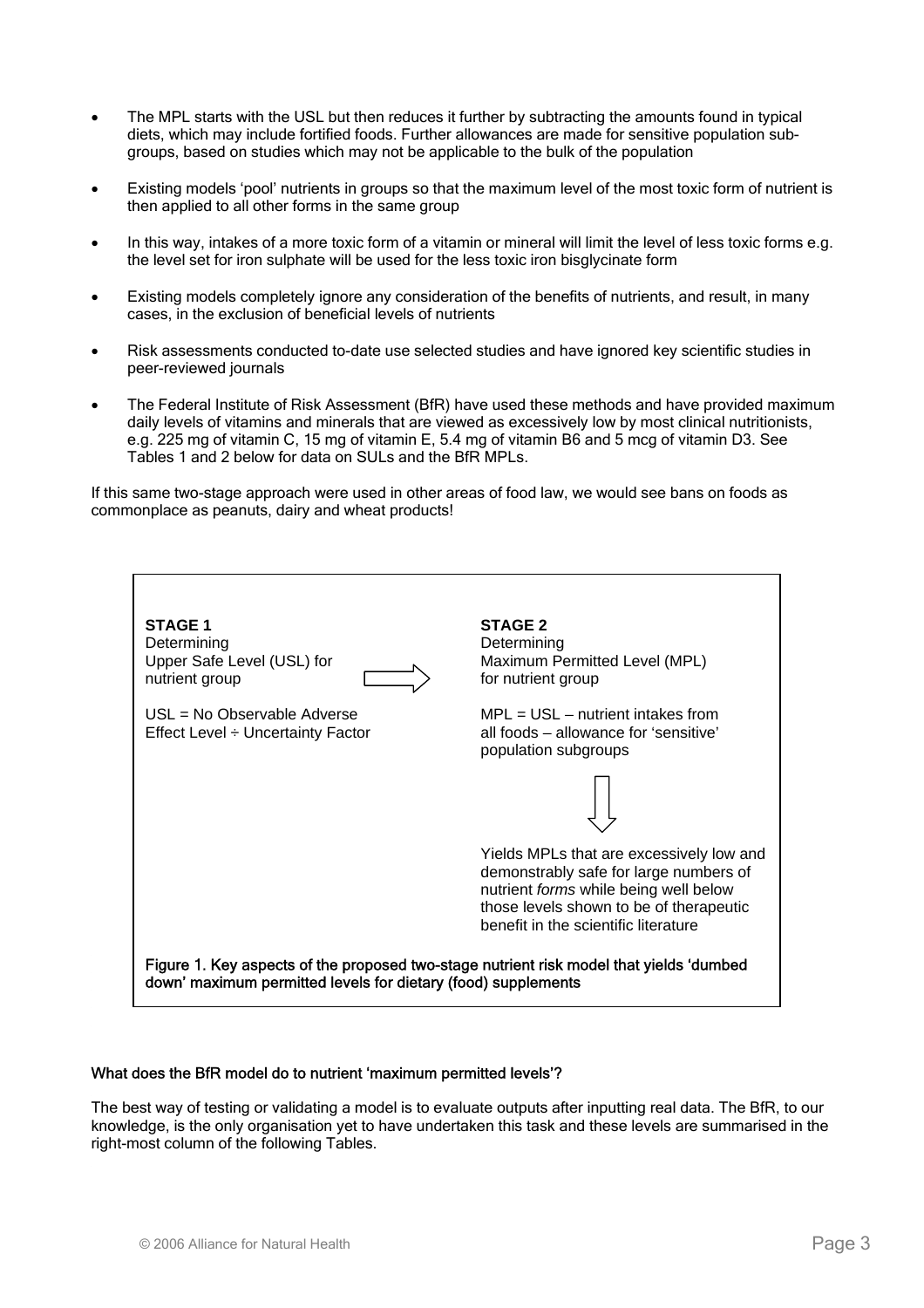- The MPL starts with the USL but then reduces it further by subtracting the amounts found in typical diets, which may include fortified foods. Further allowances are made for sensitive population sub-groups, based on studies which may not be applicable to the bulk of the population

- Existing models 'pool' nutrients in groups so that the maximum level of the most toxic form of nutrient is then applied to all other forms in the same group

- In this way, intakes of a more toxic form of a vitamin or mineral will limit the level of less toxic forms e.g. the level set for iron sulphate will be used for the less toxic iron bisglycinate form

- Existing models completely ignore any consideration of the benefits of nutrients, and result, in many cases, in the exclusion of beneficial levels of nutrients

- Risk assessments conducted to-date use selected studies and have ignored key scientific studies in peer-reviewed journals

- The Federal Institute of Risk Assessment (BfR) have used these methods and have provided maximum daily levels of vitamins and minerals that are viewed as excessively low by most clinical nutritionists, e.g. 225 mg of vitamin C, 15 mg of vitamin E, 5.4 mg of vitamin B6 and 5 mcg of vitamin D3. See Tables 1 and 2 below for data on SULs and the BfR MPLs.

If this same two-stage approach were used in other areas of food law, we would see bans on foods as commonplace as peanuts, dairy and wheat products!

**STAGE 1**
Determining
Upper Safe Level (USL) for nutrient group

USL = No Observable Adverse Effect Level ÷ Uncertainty Factor

→

**STAGE 2**
Determining
Maximum Permitted Level (MPL) for nutrient group

MPL = USL – nutrient intakes from all foods – allowance for 'sensitive' population subgroups

↓

Yields MPLs that are excessively low and demonstrably safe for large numbers of nutrient *forms* while being well below those levels shown to be of therapeutic benefit in the scientific literature

Figure 1. Key aspects of the proposed two-stage nutrient risk model that yields 'dumbed down' maximum permitted levels for dietary (food) supplements

**What does the BfR model do to nutrient 'maximum permitted levels'?**

The best way of testing or validating a model is to evaluate outputs after inputting real data. The BfR, to our knowledge, is the only organisation yet to have undertaken this task and these levels are summarised in the right-most column of the following Tables.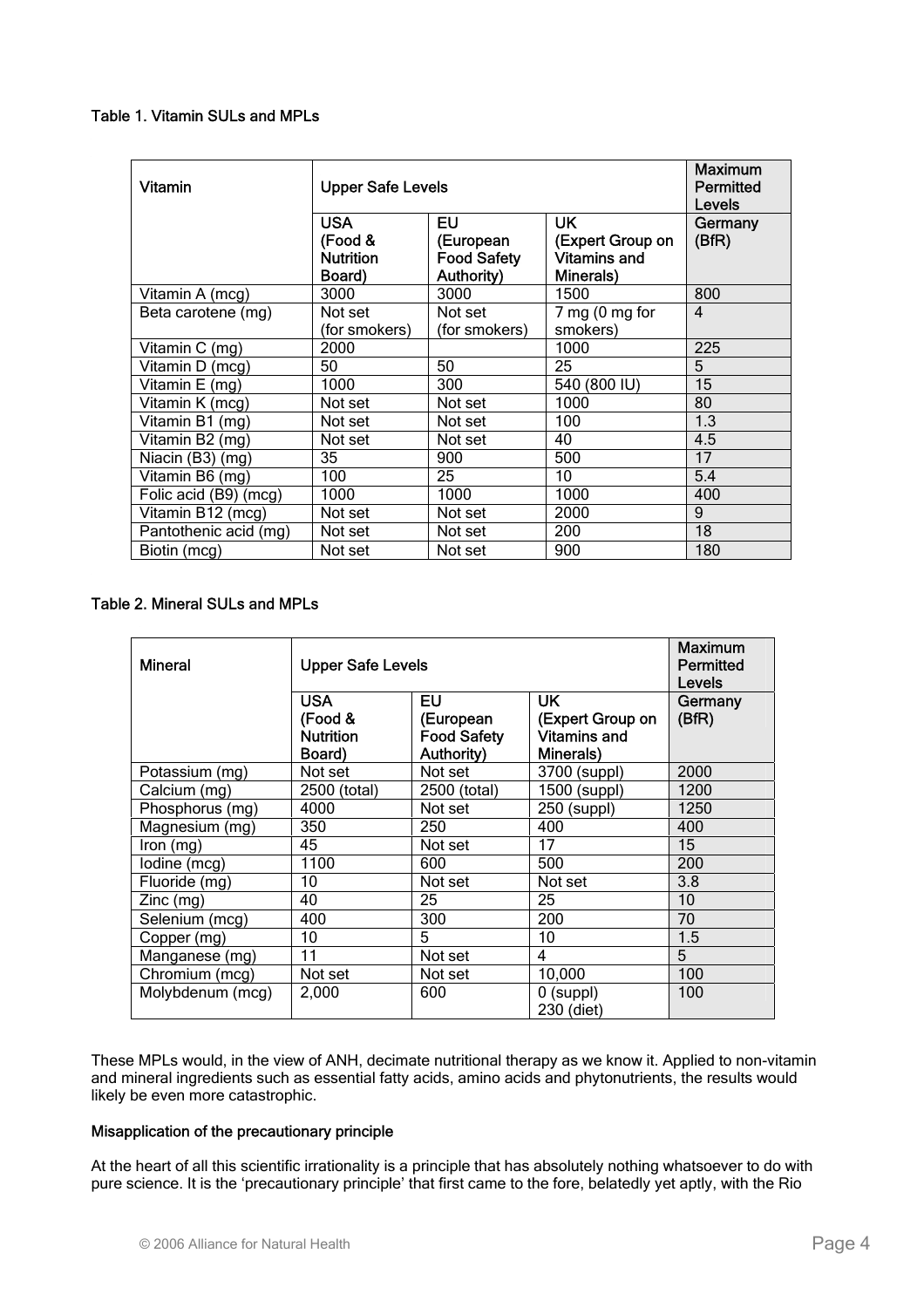**Table 1. Vitamin SULs and MPLs**

| Vitamin | Upper Safe Levels | | | Maximum Permitted Levels |
|---|---|---|---|---|
| | USA (Food & Nutrition Board) | EU (European Food Safety Authority) | UK (Expert Group on Vitamins and Minerals) | Germany (BfR) |
| Vitamin A (mcg) | 3000 | 3000 | 1500 | 800 |
| Beta carotene (mg) | Not set (for smokers) | Not set (for smokers) | 7 mg (0 mg for smokers) | 4 |
| Vitamin C (mg) | 2000 | | 1000 | 225 |
| Vitamin D (mcg) | 50 | 50 | 25 | 5 |
| Vitamin E (mg) | 1000 | 300 | 540 (800 IU) | 15 |
| Vitamin K (mcg) | Not set | Not set | 1000 | 80 |
| Vitamin B1 (mg) | Not set | Not set | 100 | 1.3 |
| Vitamin B2 (mg) | Not set | Not set | 40 | 4.5 |
| Niacin (B3) (mg) | 35 | 900 | 500 | 17 |
| Vitamin B6 (mg) | 100 | 25 | 10 | 5.4 |
| Folic acid (B9) (mcg) | 1000 | 1000 | 1000 | 400 |
| Vitamin B12 (mcg) | Not set | Not set | 2000 | 9 |
| Pantothenic acid (mg) | Not set | Not set | 200 | 18 |
| Biotin (mcg) | Not set | Not set | 900 | 180 |

**Table 2. Mineral SULs and MPLs**

| Mineral | Upper Safe Levels | | | Maximum Permitted Levels |
|---|---|---|---|---|
| | USA (Food & Nutrition Board) | EU (European Food Safety Authority) | UK (Expert Group on Vitamins and Minerals) | Germany (BfR) |
| Potassium (mg) | Not set | Not set | 3700 (suppl) | 2000 |
| Calcium (mg) | 2500 (total) | 2500 (total) | 1500 (suppl) | 1200 |
| Phosphorus (mg) | 4000 | Not set | 250 (suppl) | 1250 |
| Magnesium (mg) | 350 | 250 | 400 | 400 |
| Iron (mg) | 45 | Not set | 17 | 15 |
| Iodine (mcg) | 1100 | 600 | 500 | 200 |
| Fluoride (mg) | 10 | Not set | Not set | 3.8 |
| Zinc (mg) | 40 | 25 | 25 | 10 |
| Selenium (mcg) | 400 | 300 | 200 | 70 |
| Copper (mg) | 10 | 5 | 10 | 1.5 |
| Manganese (mg) | 11 | Not set | 4 | 5 |
| Chromium (mcg) | Not set | Not set | 10,000 | 100 |
| Molybdenum (mcg) | 2,000 | 600 | 0 (suppl) 230 (diet) | 100 |

These MPLs would, in the view of ANH, decimate nutritional therapy as we know it. Applied to non-vitamin and mineral ingredients such as essential fatty acids, amino acids and phytonutrients, the results would likely be even more catastrophic.

**Misapplication of the precautionary principle**

At the heart of all this scientific irrationality is a principle that has absolutely nothing whatsoever to do with pure science. It is the 'precautionary principle' that first came to the fore, belatedly yet aptly, with the Rio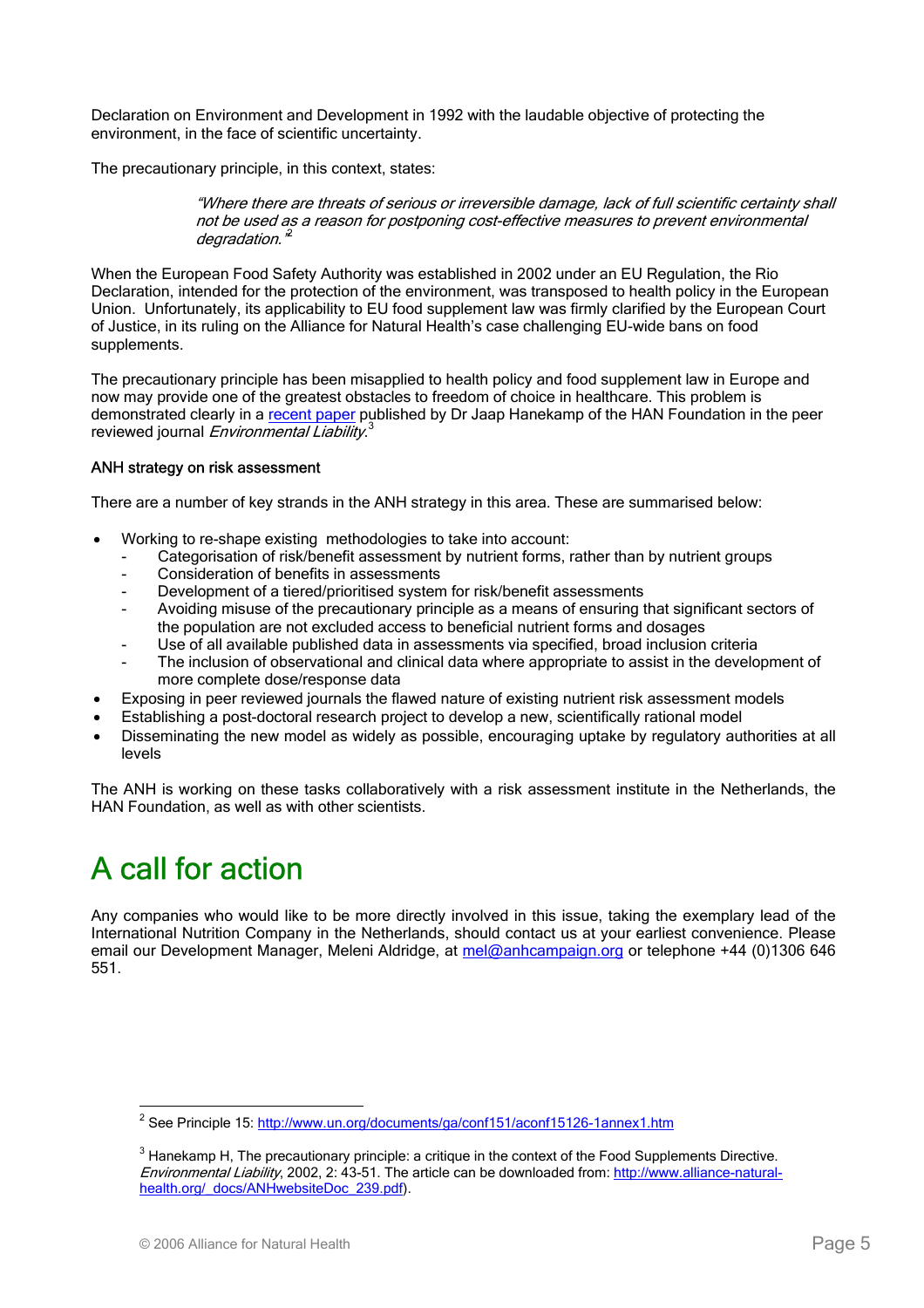Declaration on Environment and Development in 1992 with the laudable objective of protecting the environment, in the face of scientific uncertainty.

The precautionary principle, in this context, states:

> *"Where there are threats of serious or irreversible damage, lack of full scientific certainty shall not be used as a reason for postponing cost-effective measures to prevent environmental degradation."*[2]

When the European Food Safety Authority was established in 2002 under an EU Regulation, the Rio Declaration, intended for the protection of the environment, was transposed to health policy in the European Union. Unfortunately, its applicability to EU food supplement law was firmly clarified by the European Court of Justice, in its ruling on the Alliance for Natural Health's case challenging EU-wide bans on food supplements.

The precautionary principle has been misapplied to health policy and food supplement law in Europe and now may provide one of the greatest obstacles to freedom of choice in healthcare. This problem is demonstrated clearly in a recent paper published by Dr Jaap Hanekamp of the HAN Foundation in the peer reviewed journal *Environmental Liability*.[3]

### ANH strategy on risk assessment

There are a number of key strands in the ANH strategy in this area. These are summarised below:

- Working to re-shape existing methodologies to take into account:
  - Categorisation of risk/benefit assessment by nutrient forms, rather than by nutrient groups
  - Consideration of benefits in assessments
  - Development of a tiered/prioritised system for risk/benefit assessments
  - Avoiding misuse of the precautionary principle as a means of ensuring that significant sectors of the population are not excluded access to beneficial nutrient forms and dosages
  - Use of all available published data in assessments via specified, broad inclusion criteria
  - The inclusion of observational and clinical data where appropriate to assist in the development of more complete dose/response data
- Exposing in peer reviewed journals the flawed nature of existing nutrient risk assessment models
- Establishing a post-doctoral research project to develop a new, scientifically rational model
- Disseminating the new model as widely as possible, encouraging uptake by regulatory authorities at all levels

The ANH is working on these tasks collaboratively with a risk assessment institute in the Netherlands, the HAN Foundation, as well as with other scientists.

# A call for action

Any companies who would like to be more directly involved in this issue, taking the exemplary lead of the International Nutrition Company in the Netherlands, should contact us at your earliest convenience. Please email our Development Manager, Meleni Aldridge, at mel@anhcampaign.org or telephone +44 (0)1306 646 551.

---

[2] See Principle 15: http://www.un.org/documents/ga/conf151/aconf15126-1annex1.htm

[3] Hanekamp H, The precautionary principle: a critique in the context of the Food Supplements Directive. *Environmental Liability*, 2002, 2: 43-51. The article can be downloaded from: http://www.alliance-natural-health.org/_docs/ANHwebsiteDoc_239.pdf).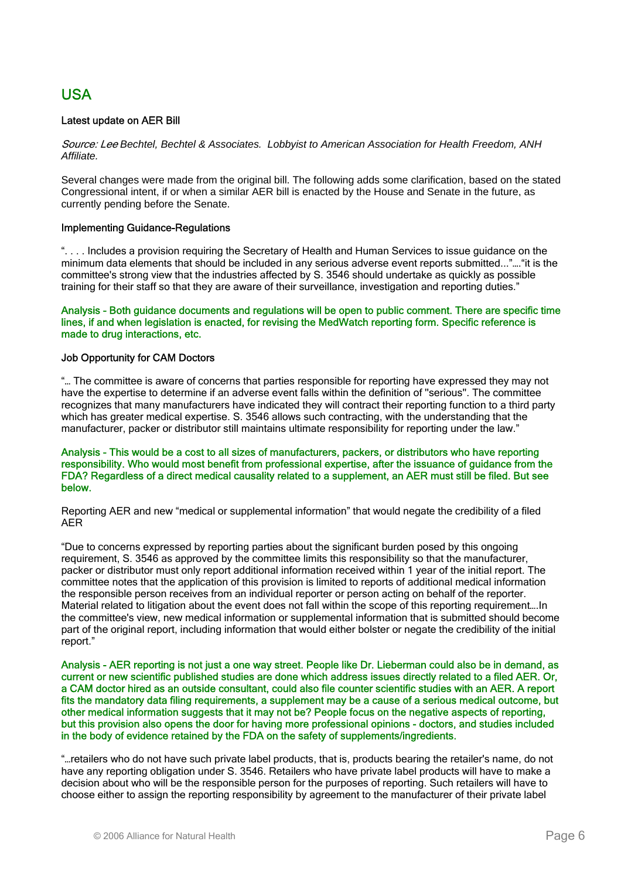# USA

### Latest update on AER Bill

*Source: Lee Bechtel, Bechtel & Associates. Lobbyist to American Association for Health Freedom, ANH Affiliate.*

Several changes were made from the original bill. The following adds some clarification, based on the stated Congressional intent, if or when a similar AER bill is enacted by the House and Senate in the future, as currently pending before the Senate.

### Implementing Guidance-Regulations

". . . . Includes a provision requiring the Secretary of Health and Human Services to issue guidance on the minimum data elements that should be included in any serious adverse event reports submitted…"…."it is the committee's strong view that the industries affected by S. 3546 should undertake as quickly as possible training for their staff so that they are aware of their surveillance, investigation and reporting duties."

**Analysis - Both guidance documents and regulations will be open to public comment. There are specific time lines, if and when legislation is enacted, for revising the MedWatch reporting form. Specific reference is made to drug interactions, etc.**

### Job Opportunity for CAM Doctors

"… The committee is aware of concerns that parties responsible for reporting have expressed they may not have the expertise to determine if an adverse event falls within the definition of ''serious''. The committee recognizes that many manufacturers have indicated they will contract their reporting function to a third party which has greater medical expertise. S. 3546 allows such contracting, with the understanding that the manufacturer, packer or distributor still maintains ultimate responsibility for reporting under the law."

**Analysis - This would be a cost to all sizes of manufacturers, packers, or distributors who have reporting responsibility. Who would most benefit from professional expertise, after the issuance of guidance from the FDA? Regardless of a direct medical causality related to a supplement, an AER must still be filed. But see below.**

Reporting AER and new "medical or supplemental information" that would negate the credibility of a filed AER

"Due to concerns expressed by reporting parties about the significant burden posed by this ongoing requirement, S. 3546 as approved by the committee limits this responsibility so that the manufacturer, packer or distributor must only report additional information received within 1 year of the initial report. The committee notes that the application of this provision is limited to reports of additional medical information the responsible person receives from an individual reporter or person acting on behalf of the reporter. Material related to litigation about the event does not fall within the scope of this reporting requirement….In the committee's view, new medical information or supplemental information that is submitted should become part of the original report, including information that would either bolster or negate the credibility of the initial report."

**Analysis - AER reporting is not just a one way street. People like Dr. Lieberman could also be in demand, as current or new scientific published studies are done which address issues directly related to a filed AER. Or, a CAM doctor hired as an outside consultant, could also file counter scientific studies with an AER. A report fits the mandatory data filing requirements, a supplement may be a cause of a serious medical outcome, but other medical information suggests that it may not be? People focus on the negative aspects of reporting, but this provision also opens the door for having more professional opinions - doctors, and studies included in the body of evidence retained by the FDA on the safety of supplements/ingredients.**

"…retailers who do not have such private label products, that is, products bearing the retailer's name, do not have any reporting obligation under S. 3546. Retailers who have private label products will have to make a decision about who will be the responsible person for the purposes of reporting. Such retailers will have to choose either to assign the reporting responsibility by agreement to the manufacturer of their private label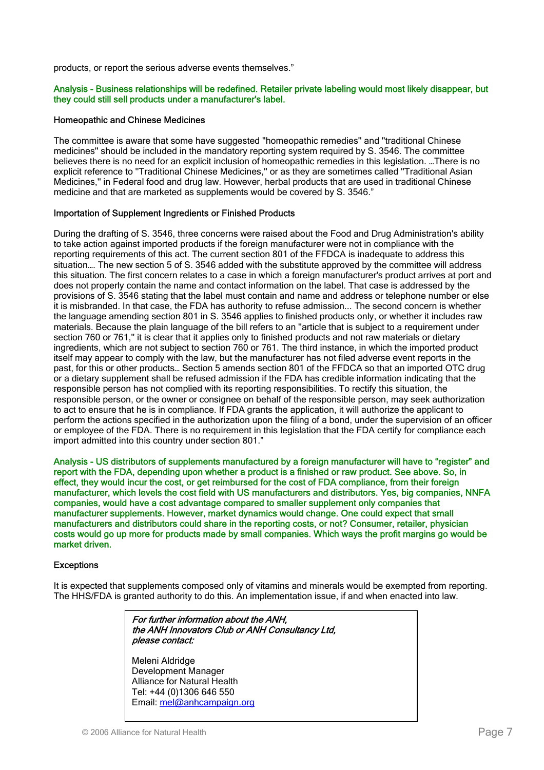products, or report the serious adverse events themselves."

Analysis - Business relationships will be redefined. Retailer private labeling would most likely disappear, but they could still sell products under a manufacturer's label.

### Homeopathic and Chinese Medicines

The committee is aware that some have suggested "homeopathic remedies" and "traditional Chinese medicines" should be included in the mandatory reporting system required by S. 3546. The committee believes there is no need for an explicit inclusion of homeopathic remedies in this legislation. …There is no explicit reference to "Traditional Chinese Medicines," or as they are sometimes called "Traditional Asian Medicines," in Federal food and drug law. However, herbal products that are used in traditional Chinese medicine and that are marketed as supplements would be covered by S. 3546."

### Importation of Supplement Ingredients or Finished Products

During the drafting of S. 3546, three concerns were raised about the Food and Drug Administration's ability to take action against imported products if the foreign manufacturer were not in compliance with the reporting requirements of this act. The current section 801 of the FFDCA is inadequate to address this situation…. The new section 5 of S. 3546 added with the substitute approved by the committee will address this situation. The first concern relates to a case in which a foreign manufacturer's product arrives at port and does not properly contain the name and contact information on the label. That case is addressed by the provisions of S. 3546 stating that the label must contain and name and address or telephone number or else it is misbranded. In that case, the FDA has authority to refuse admission... The second concern is whether the language amending section 801 in S. 3546 applies to finished products only, or whether it includes raw materials. Because the plain language of the bill refers to an "article that is subject to a requirement under section 760 or 761," it is clear that it applies only to finished products and not raw materials or dietary ingredients, which are not subject to section 760 or 761. The third instance, in which the imported product itself may appear to comply with the law, but the manufacturer has not filed adverse event reports in the past, for this or other products… Section 5 amends section 801 of the FFDCA so that an imported OTC drug or a dietary supplement shall be refused admission if the FDA has credible information indicating that the responsible person has not complied with its reporting responsibilities. To rectify this situation, the responsible person, or the owner or consignee on behalf of the responsible person, may seek authorization to act to ensure that he is in compliance. If FDA grants the application, it will authorize the applicant to perform the actions specified in the authorization upon the filing of a bond, under the supervision of an officer or employee of the FDA. There is no requirement in this legislation that the FDA certify for compliance each import admitted into this country under section 801."

Analysis - US distributors of supplements manufactured by a foreign manufacturer will have to "register" and report with the FDA, depending upon whether a product is a finished or raw product. See above. So, in effect, they would incur the cost, or get reimbursed for the cost of FDA compliance, from their foreign manufacturer, which levels the cost field with US manufacturers and distributors. Yes, big companies, NNFA companies, would have a cost advantage compared to smaller supplement only companies that manufacturer supplements. However, market dynamics would change. One could expect that small manufacturers and distributors could share in the reporting costs, or not? Consumer, retailer, physician costs would go up more for products made by small companies. Which ways the profit margins go would be market driven.

### Exceptions

It is expected that supplements composed only of vitamins and minerals would be exempted from reporting. The HHS/FDA is granted authority to do this. An implementation issue, if and when enacted into law.

*For further information about the ANH, the ANH Innovators Club or ANH Consultancy Ltd, please contact:*

Meleni Aldridge
Development Manager
Alliance for Natural Health
Tel: +44 (0)1306 646 550
Email: mel@anhcampaign.org

© 2006 Alliance for Natural Health